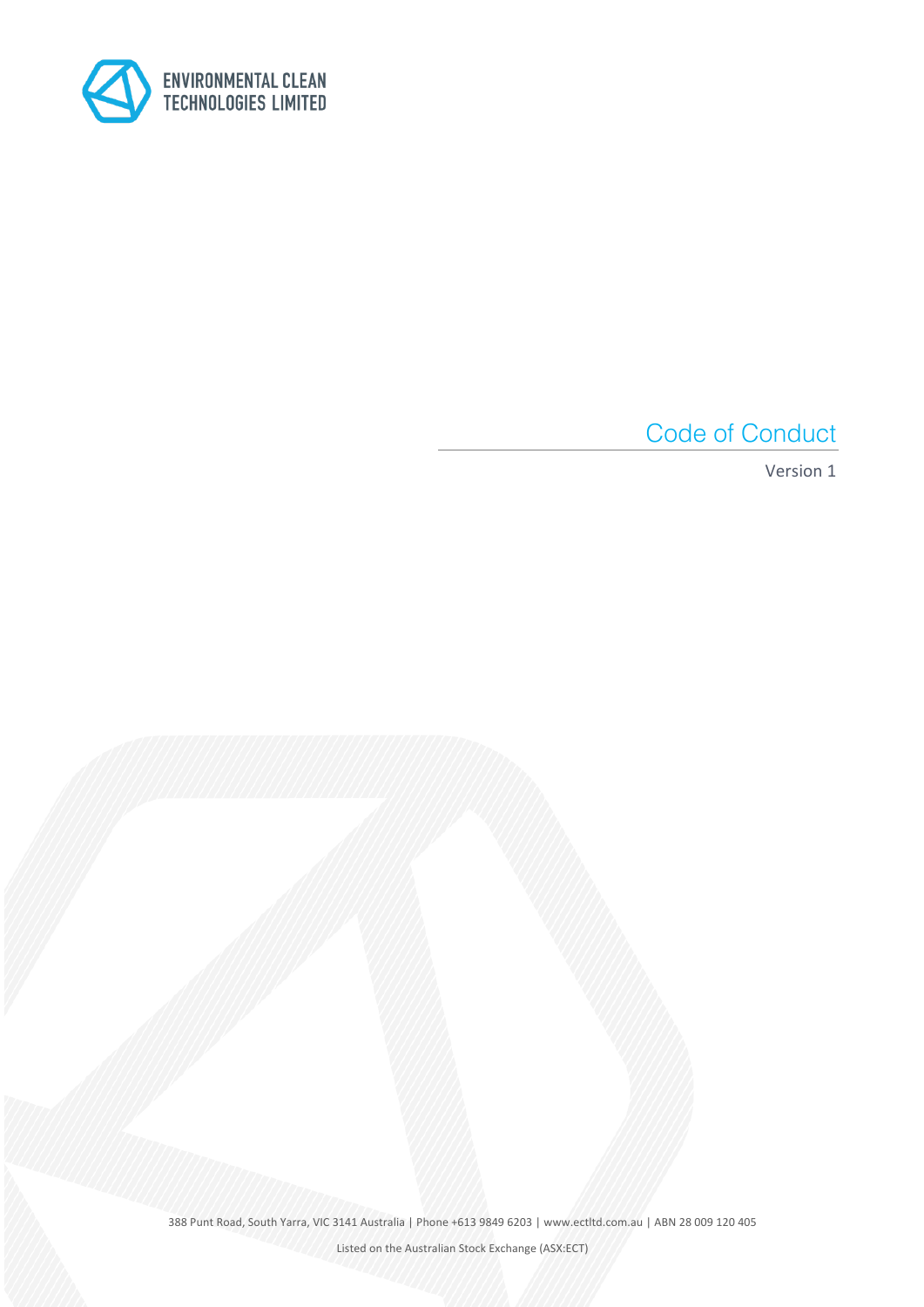ENVIRONMENTAL CLEAN TECHNOLOGIES LIMITED

# Code of Conduct

Version 1

388 Punt Road, South Yarra, VIC 3141 Australia | Phone +613 9849 6203 | www.ectltd.com.au | ABN 28 009 120 405

Listed on the Australian Stock Exchange (ASX:ECT)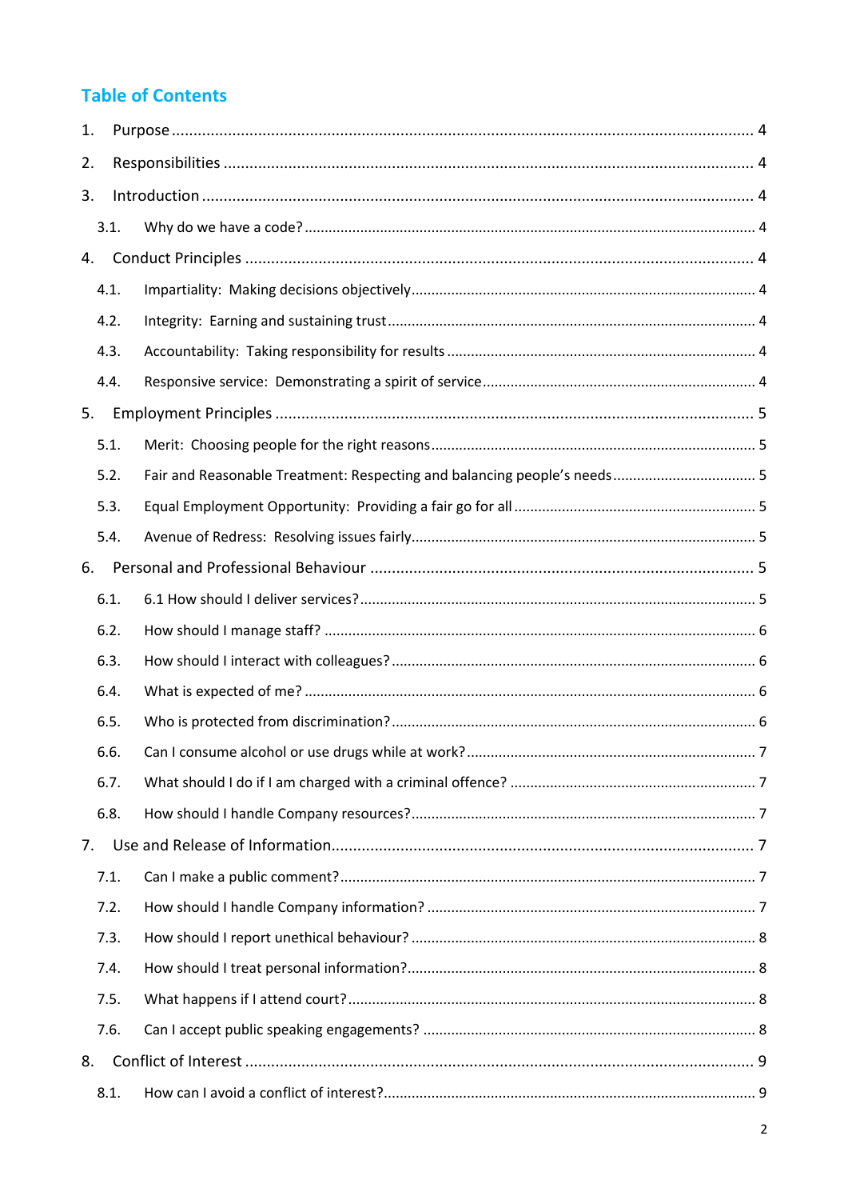## Table of Contents

1. Purpose ........................................................ 4
2. Responsibilities ........................................................ 4
3. Introduction ........................................................ 4
   - 3.1. Why do we have a code? ........................................................ 4
4. Conduct Principles ........................................................ 4
   - 4.1. Impartiality: Making decisions objectively ........................................................ 4
   - 4.2. Integrity: Earning and sustaining trust ........................................................ 4
   - 4.3. Accountability: Taking responsibility for results ........................................................ 4
   - 4.4. Responsive service: Demonstrating a spirit of service ........................................................ 4
5. Employment Principles ........................................................ 5
   - 5.1. Merit: Choosing people for the right reasons ........................................................ 5
   - 5.2. Fair and Reasonable Treatment: Respecting and balancing people's needs ........................................................ 5
   - 5.3. Equal Employment Opportunity: Providing a fair go for all ........................................................ 5
   - 5.4. Avenue of Redress: Resolving issues fairly ........................................................ 5
6. Personal and Professional Behaviour ........................................................ 5
   - 6.1. 6.1 How should I deliver services? ........................................................ 5
   - 6.2. How should I manage staff? ........................................................ 6
   - 6.3. How should I interact with colleagues? ........................................................ 6
   - 6.4. What is expected of me? ........................................................ 6
   - 6.5. Who is protected from discrimination? ........................................................ 6
   - 6.6. Can I consume alcohol or use drugs while at work? ........................................................ 7
   - 6.7. What should I do if I am charged with a criminal offence? ........................................................ 7
   - 6.8. How should I handle Company resources? ........................................................ 7
7. Use and Release of Information ........................................................ 7
   - 7.1. Can I make a public comment? ........................................................ 7
   - 7.2. How should I handle Company information? ........................................................ 7
   - 7.3. How should I report unethical behaviour? ........................................................ 8
   - 7.4. How should I treat personal information? ........................................................ 8
   - 7.5. What happens if I attend court? ........................................................ 8
   - 7.6. Can I accept public speaking engagements? ........................................................ 8
8. Conflict of Interest ........................................................ 9
   - 8.1. How can I avoid a conflict of interest? ........................................................ 9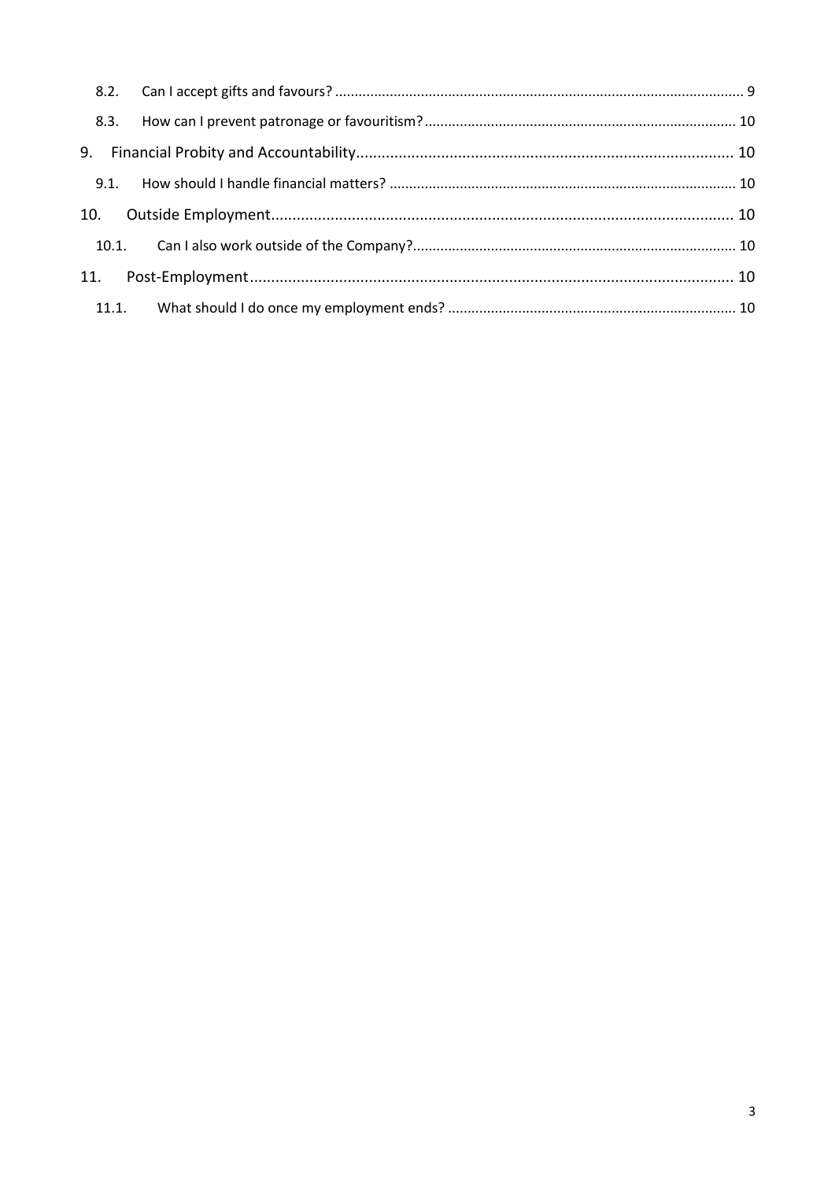- 8.2. Can I accept gifts and favours? ... 9
- 8.3. How can I prevent patronage or favouritism? ... 10
- 9. Financial Probity and Accountability ... 10
  - 9.1. How should I handle financial matters? ... 10
- 10. Outside Employment ... 10
  - 10.1. Can I also work outside of the Company? ... 10
- 11. Post-Employment ... 10
  - 11.1. What should I do once my employment ends? ... 10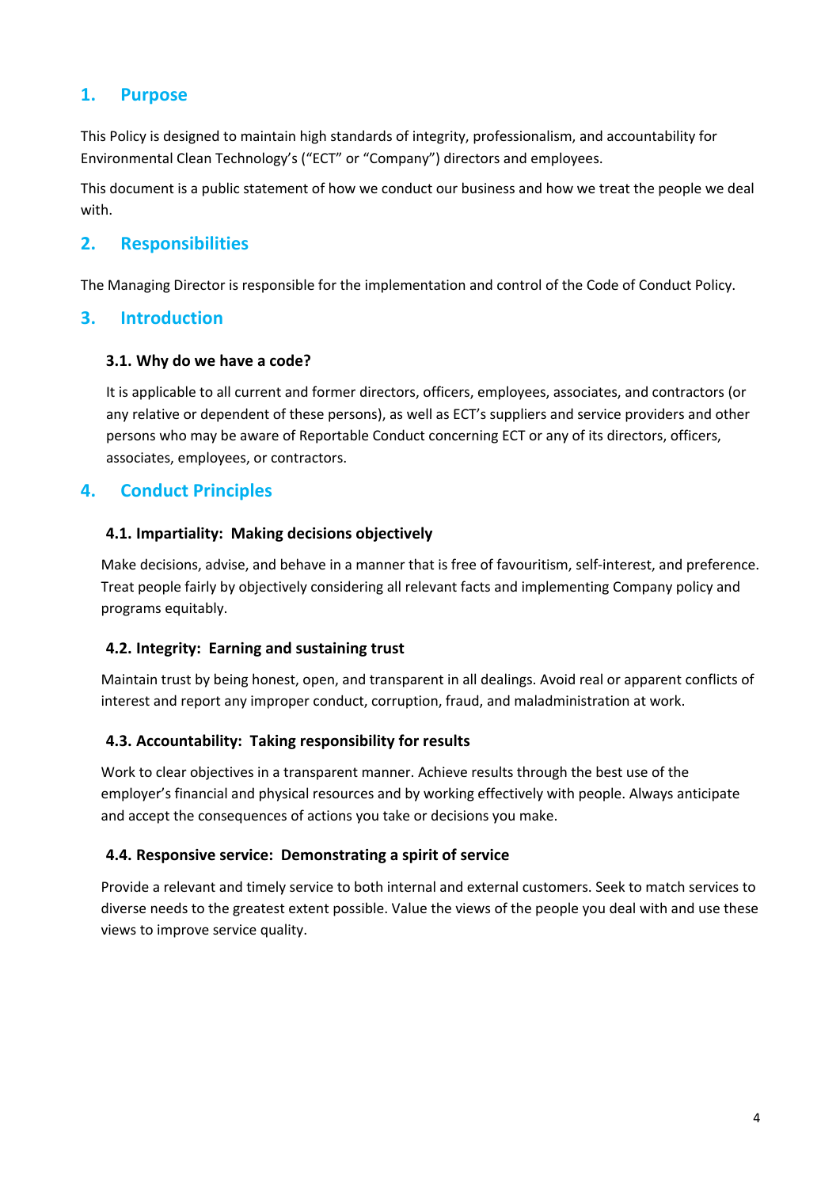## 1. Purpose

This Policy is designed to maintain high standards of integrity, professionalism, and accountability for Environmental Clean Technology's ("ECT" or "Company") directors and employees.

This document is a public statement of how we conduct our business and how we treat the people we deal with.

## 2. Responsibilities

The Managing Director is responsible for the implementation and control of the Code of Conduct Policy.

## 3. Introduction

### 3.1. Why do we have a code?

It is applicable to all current and former directors, officers, employees, associates, and contractors (or any relative or dependent of these persons), as well as ECT's suppliers and service providers and other persons who may be aware of Reportable Conduct concerning ECT or any of its directors, officers, associates, employees, or contractors.

## 4. Conduct Principles

### 4.1. Impartiality: Making decisions objectively

Make decisions, advise, and behave in a manner that is free of favouritism, self-interest, and preference. Treat people fairly by objectively considering all relevant facts and implementing Company policy and programs equitably.

### 4.2. Integrity: Earning and sustaining trust

Maintain trust by being honest, open, and transparent in all dealings. Avoid real or apparent conflicts of interest and report any improper conduct, corruption, fraud, and maladministration at work.

### 4.3. Accountability: Taking responsibility for results

Work to clear objectives in a transparent manner. Achieve results through the best use of the employer's financial and physical resources and by working effectively with people. Always anticipate and accept the consequences of actions you take or decisions you make.

### 4.4. Responsive service: Demonstrating a spirit of service

Provide a relevant and timely service to both internal and external customers. Seek to match services to diverse needs to the greatest extent possible. Value the views of the people you deal with and use these views to improve service quality.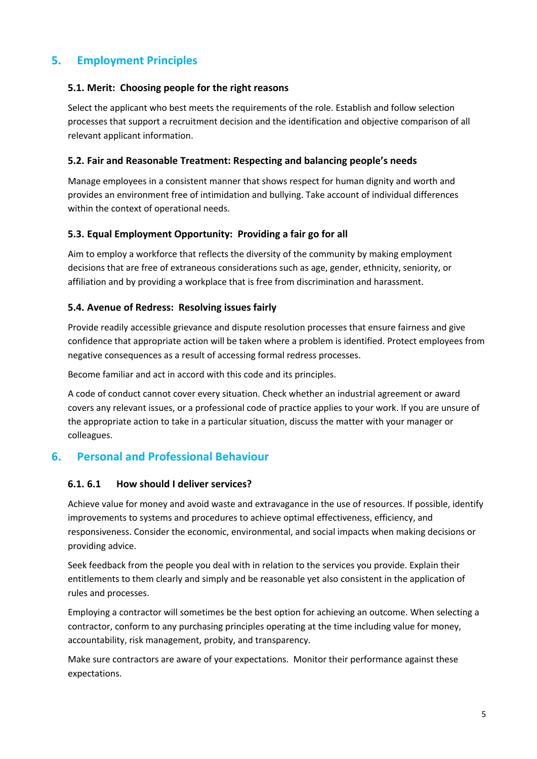## 5. Employment Principles

### 5.1. Merit: Choosing people for the right reasons

Select the applicant who best meets the requirements of the role. Establish and follow selection processes that support a recruitment decision and the identification and objective comparison of all relevant applicant information.

### 5.2. Fair and Reasonable Treatment: Respecting and balancing people's needs

Manage employees in a consistent manner that shows respect for human dignity and worth and provides an environment free of intimidation and bullying. Take account of individual differences within the context of operational needs.

### 5.3. Equal Employment Opportunity: Providing a fair go for all

Aim to employ a workforce that reflects the diversity of the community by making employment decisions that are free of extraneous considerations such as age, gender, ethnicity, seniority, or affiliation and by providing a workplace that is free from discrimination and harassment.

### 5.4. Avenue of Redress: Resolving issues fairly

Provide readily accessible grievance and dispute resolution processes that ensure fairness and give confidence that appropriate action will be taken where a problem is identified. Protect employees from negative consequences as a result of accessing formal redress processes.

Become familiar and act in accord with this code and its principles.

A code of conduct cannot cover every situation. Check whether an industrial agreement or award covers any relevant issues, or a professional code of practice applies to your work. If you are unsure of the appropriate action to take in a particular situation, discuss the matter with your manager or colleagues.

## 6. Personal and Professional Behaviour

### 6.1. 6.1 How should I deliver services?

Achieve value for money and avoid waste and extravagance in the use of resources. If possible, identify improvements to systems and procedures to achieve optimal effectiveness, efficiency, and responsiveness. Consider the economic, environmental, and social impacts when making decisions or providing advice.

Seek feedback from the people you deal with in relation to the services you provide. Explain their entitlements to them clearly and simply and be reasonable yet also consistent in the application of rules and processes.

Employing a contractor will sometimes be the best option for achieving an outcome. When selecting a contractor, conform to any purchasing principles operating at the time including value for money, accountability, risk management, probity, and transparency.

Make sure contractors are aware of your expectations. Monitor their performance against these expectations.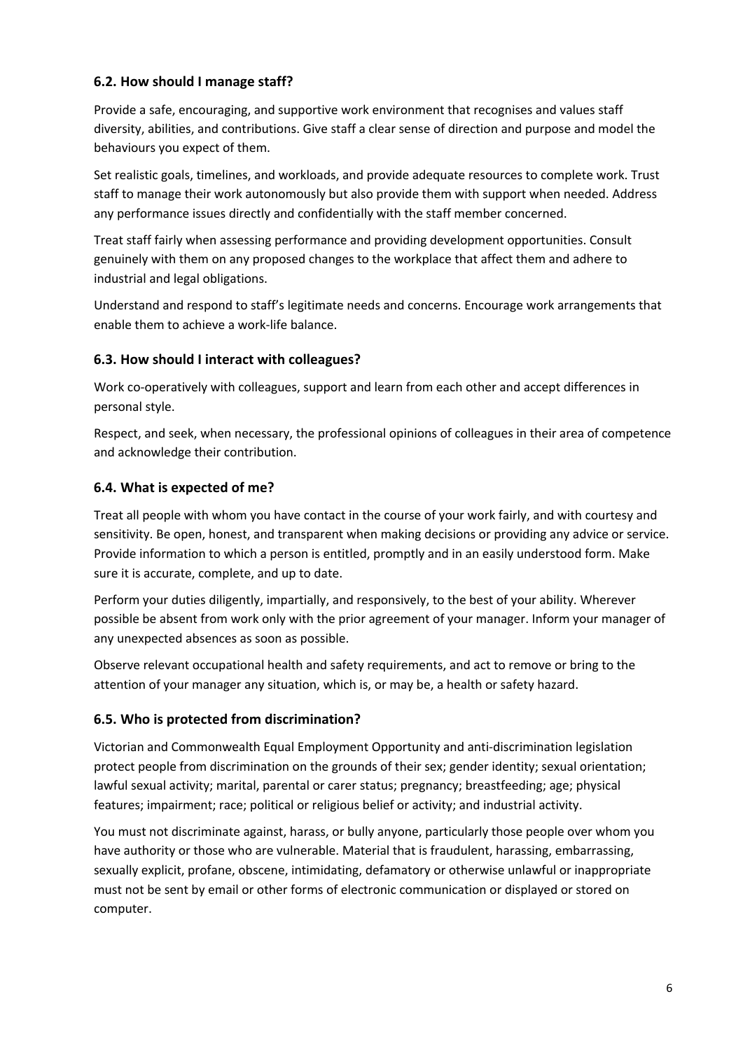### 6.2. How should I manage staff?

Provide a safe, encouraging, and supportive work environment that recognises and values staff diversity, abilities, and contributions. Give staff a clear sense of direction and purpose and model the behaviours you expect of them.

Set realistic goals, timelines, and workloads, and provide adequate resources to complete work. Trust staff to manage their work autonomously but also provide them with support when needed. Address any performance issues directly and confidentially with the staff member concerned.

Treat staff fairly when assessing performance and providing development opportunities. Consult genuinely with them on any proposed changes to the workplace that affect them and adhere to industrial and legal obligations.

Understand and respond to staff's legitimate needs and concerns. Encourage work arrangements that enable them to achieve a work-life balance.

### 6.3. How should I interact with colleagues?

Work co-operatively with colleagues, support and learn from each other and accept differences in personal style.

Respect, and seek, when necessary, the professional opinions of colleagues in their area of competence and acknowledge their contribution.

### 6.4. What is expected of me?

Treat all people with whom you have contact in the course of your work fairly, and with courtesy and sensitivity. Be open, honest, and transparent when making decisions or providing any advice or service. Provide information to which a person is entitled, promptly and in an easily understood form. Make sure it is accurate, complete, and up to date.

Perform your duties diligently, impartially, and responsively, to the best of your ability. Wherever possible be absent from work only with the prior agreement of your manager. Inform your manager of any unexpected absences as soon as possible.

Observe relevant occupational health and safety requirements, and act to remove or bring to the attention of your manager any situation, which is, or may be, a health or safety hazard.

### 6.5. Who is protected from discrimination?

Victorian and Commonwealth Equal Employment Opportunity and anti-discrimination legislation protect people from discrimination on the grounds of their sex; gender identity; sexual orientation; lawful sexual activity; marital, parental or carer status; pregnancy; breastfeeding; age; physical features; impairment; race; political or religious belief or activity; and industrial activity.

You must not discriminate against, harass, or bully anyone, particularly those people over whom you have authority or those who are vulnerable. Material that is fraudulent, harassing, embarrassing, sexually explicit, profane, obscene, intimidating, defamatory or otherwise unlawful or inappropriate must not be sent by email or other forms of electronic communication or displayed or stored on computer.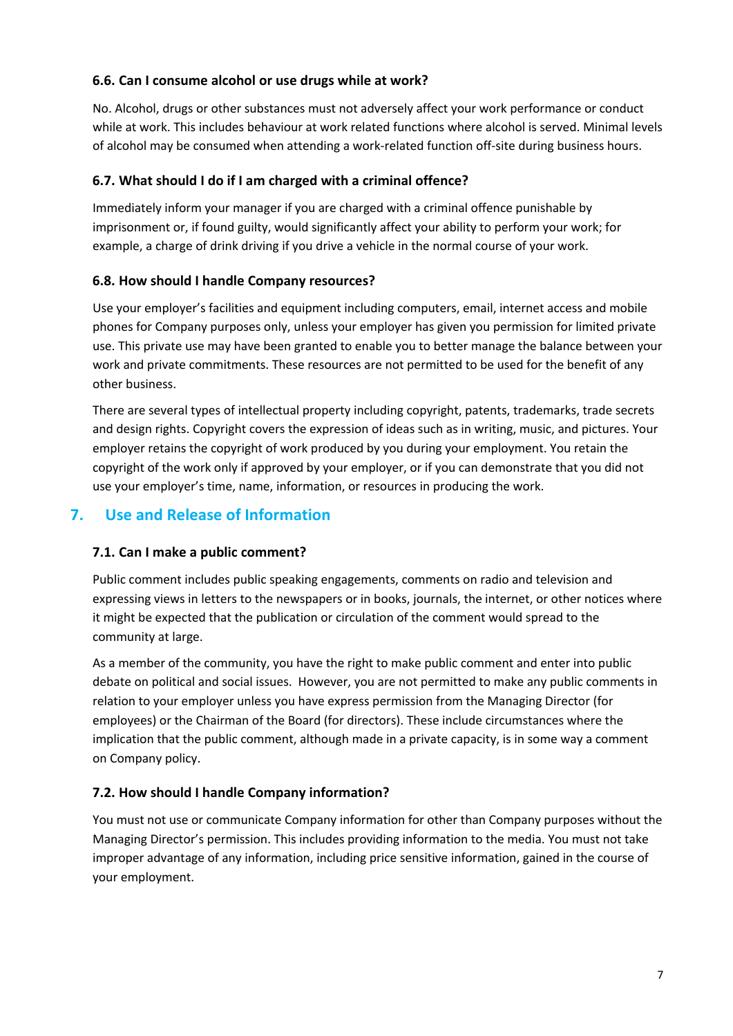### 6.6. Can I consume alcohol or use drugs while at work?

No. Alcohol, drugs or other substances must not adversely affect your work performance or conduct while at work. This includes behaviour at work related functions where alcohol is served. Minimal levels of alcohol may be consumed when attending a work-related function off-site during business hours.

### 6.7. What should I do if I am charged with a criminal offence?

Immediately inform your manager if you are charged with a criminal offence punishable by imprisonment or, if found guilty, would significantly affect your ability to perform your work; for example, a charge of drink driving if you drive a vehicle in the normal course of your work.

### 6.8. How should I handle Company resources?

Use your employer's facilities and equipment including computers, email, internet access and mobile phones for Company purposes only, unless your employer has given you permission for limited private use. This private use may have been granted to enable you to better manage the balance between your work and private commitments. These resources are not permitted to be used for the benefit of any other business.

There are several types of intellectual property including copyright, patents, trademarks, trade secrets and design rights. Copyright covers the expression of ideas such as in writing, music, and pictures. Your employer retains the copyright of work produced by you during your employment. You retain the copyright of the work only if approved by your employer, or if you can demonstrate that you did not use your employer's time, name, information, or resources in producing the work.

## 7. Use and Release of Information

### 7.1. Can I make a public comment?

Public comment includes public speaking engagements, comments on radio and television and expressing views in letters to the newspapers or in books, journals, the internet, or other notices where it might be expected that the publication or circulation of the comment would spread to the community at large.

As a member of the community, you have the right to make public comment and enter into public debate on political and social issues. However, you are not permitted to make any public comments in relation to your employer unless you have express permission from the Managing Director (for employees) or the Chairman of the Board (for directors). These include circumstances where the implication that the public comment, although made in a private capacity, is in some way a comment on Company policy.

### 7.2. How should I handle Company information?

You must not use or communicate Company information for other than Company purposes without the Managing Director's permission. This includes providing information to the media. You must not take improper advantage of any information, including price sensitive information, gained in the course of your employment.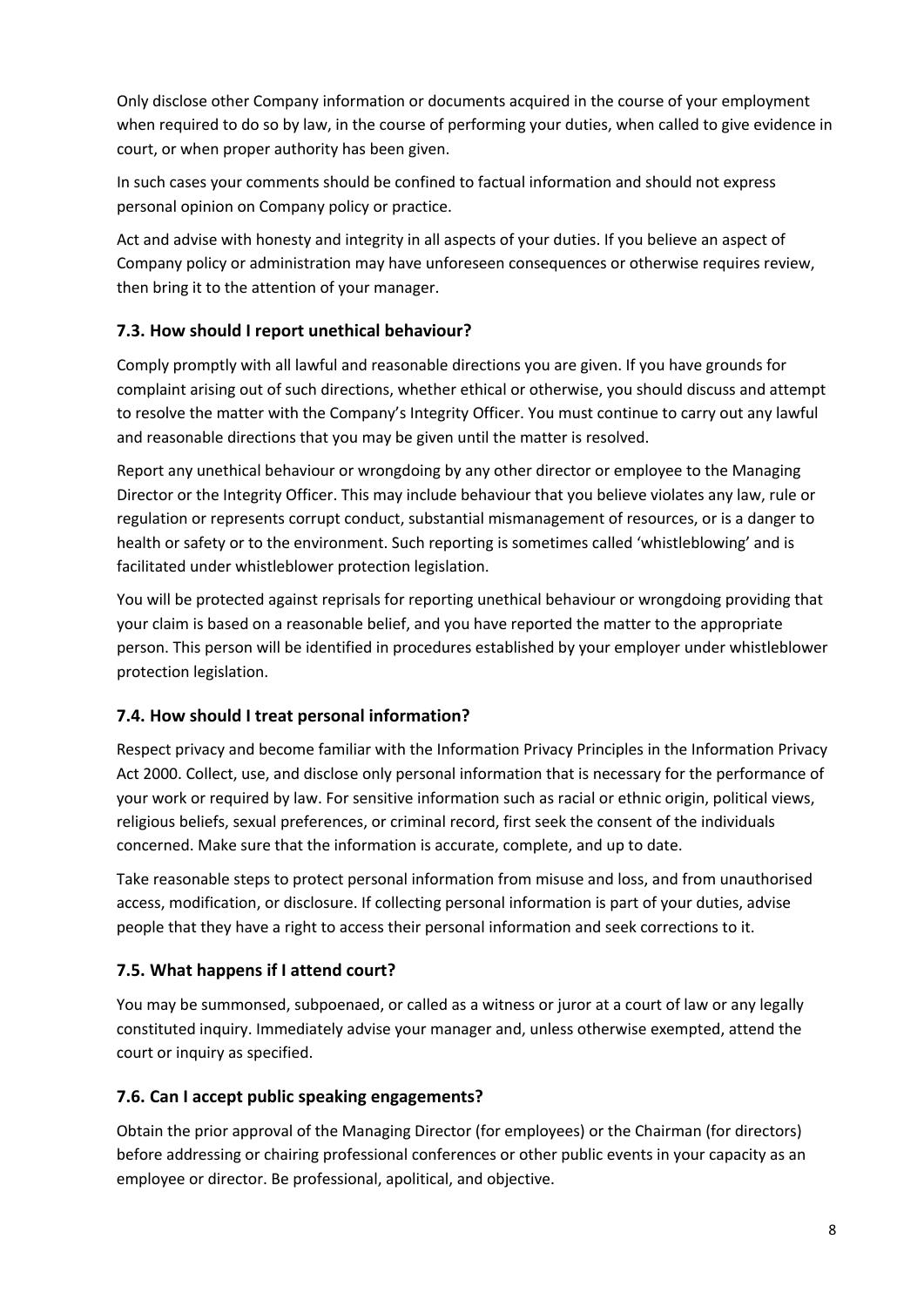Only disclose other Company information or documents acquired in the course of your employment when required to do so by law, in the course of performing your duties, when called to give evidence in court, or when proper authority has been given.

In such cases your comments should be confined to factual information and should not express personal opinion on Company policy or practice.

Act and advise with honesty and integrity in all aspects of your duties. If you believe an aspect of Company policy or administration may have unforeseen consequences or otherwise requires review, then bring it to the attention of your manager.

### 7.3. How should I report unethical behaviour?

Comply promptly with all lawful and reasonable directions you are given. If you have grounds for complaint arising out of such directions, whether ethical or otherwise, you should discuss and attempt to resolve the matter with the Company's Integrity Officer. You must continue to carry out any lawful and reasonable directions that you may be given until the matter is resolved.

Report any unethical behaviour or wrongdoing by any other director or employee to the Managing Director or the Integrity Officer. This may include behaviour that you believe violates any law, rule or regulation or represents corrupt conduct, substantial mismanagement of resources, or is a danger to health or safety or to the environment. Such reporting is sometimes called 'whistleblowing' and is facilitated under whistleblower protection legislation.

You will be protected against reprisals for reporting unethical behaviour or wrongdoing providing that your claim is based on a reasonable belief, and you have reported the matter to the appropriate person. This person will be identified in procedures established by your employer under whistleblower protection legislation.

### 7.4. How should I treat personal information?

Respect privacy and become familiar with the Information Privacy Principles in the Information Privacy Act 2000. Collect, use, and disclose only personal information that is necessary for the performance of your work or required by law. For sensitive information such as racial or ethnic origin, political views, religious beliefs, sexual preferences, or criminal record, first seek the consent of the individuals concerned. Make sure that the information is accurate, complete, and up to date.

Take reasonable steps to protect personal information from misuse and loss, and from unauthorised access, modification, or disclosure. If collecting personal information is part of your duties, advise people that they have a right to access their personal information and seek corrections to it.

### 7.5. What happens if I attend court?

You may be summonsed, subpoenaed, or called as a witness or juror at a court of law or any legally constituted inquiry. Immediately advise your manager and, unless otherwise exempted, attend the court or inquiry as specified.

### 7.6. Can I accept public speaking engagements?

Obtain the prior approval of the Managing Director (for employees) or the Chairman (for directors) before addressing or chairing professional conferences or other public events in your capacity as an employee or director. Be professional, apolitical, and objective.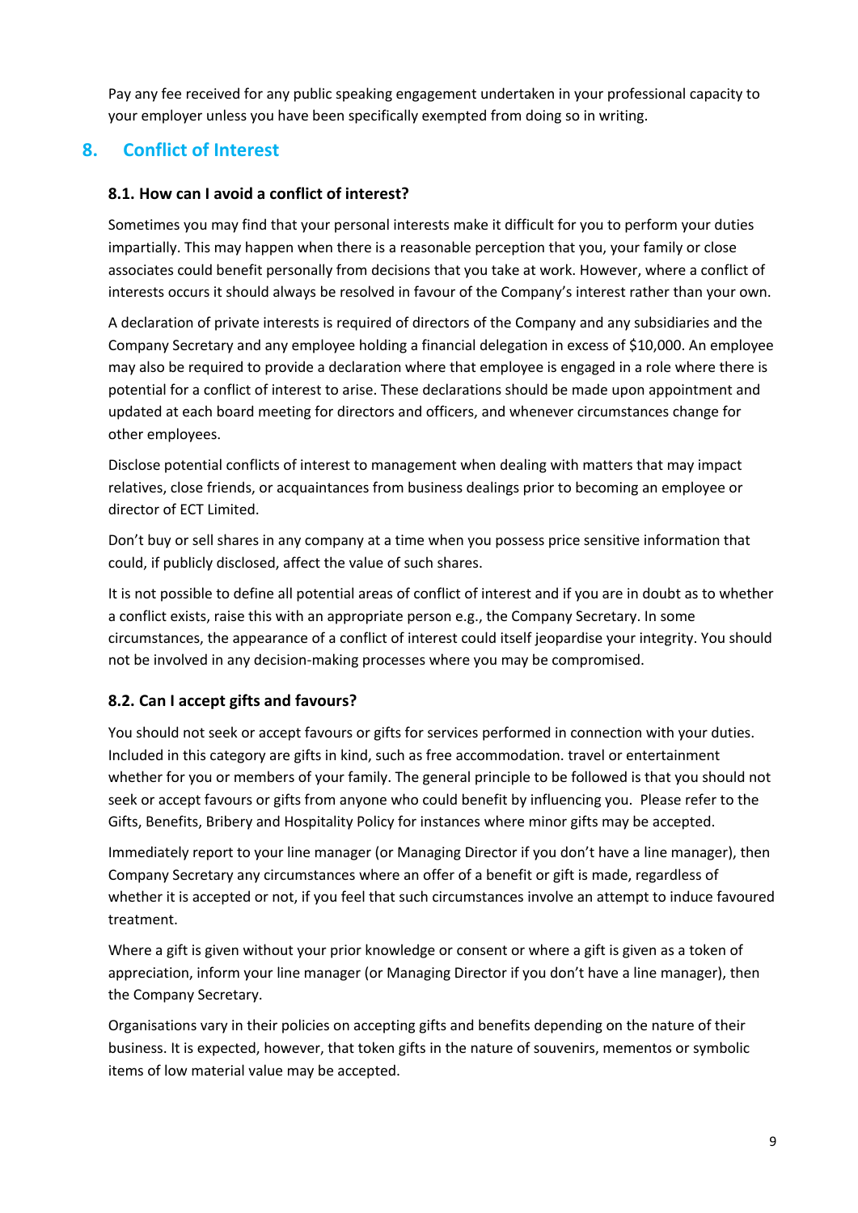Pay any fee received for any public speaking engagement undertaken in your professional capacity to your employer unless you have been specifically exempted from doing so in writing.

## 8. Conflict of Interest

### 8.1. How can I avoid a conflict of interest?

Sometimes you may find that your personal interests make it difficult for you to perform your duties impartially. This may happen when there is a reasonable perception that you, your family or close associates could benefit personally from decisions that you take at work. However, where a conflict of interests occurs it should always be resolved in favour of the Company's interest rather than your own.

A declaration of private interests is required of directors of the Company and any subsidiaries and the Company Secretary and any employee holding a financial delegation in excess of $10,000. An employee may also be required to provide a declaration where that employee is engaged in a role where there is potential for a conflict of interest to arise. These declarations should be made upon appointment and updated at each board meeting for directors and officers, and whenever circumstances change for other employees.

Disclose potential conflicts of interest to management when dealing with matters that may impact relatives, close friends, or acquaintances from business dealings prior to becoming an employee or director of ECT Limited.

Don't buy or sell shares in any company at a time when you possess price sensitive information that could, if publicly disclosed, affect the value of such shares.

It is not possible to define all potential areas of conflict of interest and if you are in doubt as to whether a conflict exists, raise this with an appropriate person e.g., the Company Secretary. In some circumstances, the appearance of a conflict of interest could itself jeopardise your integrity. You should not be involved in any decision-making processes where you may be compromised.

### 8.2. Can I accept gifts and favours?

You should not seek or accept favours or gifts for services performed in connection with your duties. Included in this category are gifts in kind, such as free accommodation. travel or entertainment whether for you or members of your family. The general principle to be followed is that you should not seek or accept favours or gifts from anyone who could benefit by influencing you. Please refer to the Gifts, Benefits, Bribery and Hospitality Policy for instances where minor gifts may be accepted.

Immediately report to your line manager (or Managing Director if you don't have a line manager), then Company Secretary any circumstances where an offer of a benefit or gift is made, regardless of whether it is accepted or not, if you feel that such circumstances involve an attempt to induce favoured treatment.

Where a gift is given without your prior knowledge or consent or where a gift is given as a token of appreciation, inform your line manager (or Managing Director if you don't have a line manager), then the Company Secretary.

Organisations vary in their policies on accepting gifts and benefits depending on the nature of their business. It is expected, however, that token gifts in the nature of souvenirs, mementos or symbolic items of low material value may be accepted.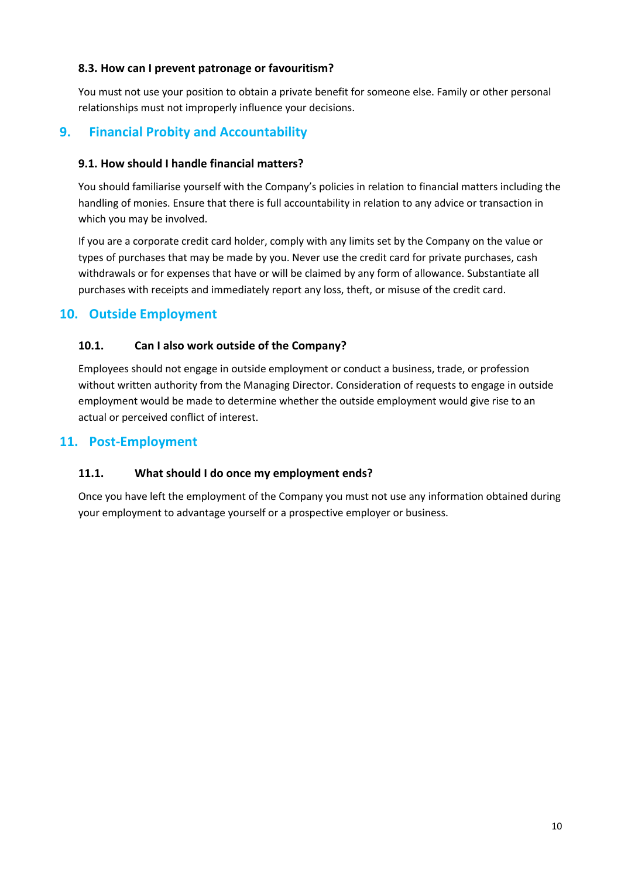### 8.3. How can I prevent patronage or favouritism?

You must not use your position to obtain a private benefit for someone else. Family or other personal relationships must not improperly influence your decisions.

## 9. Financial Probity and Accountability

### 9.1. How should I handle financial matters?

You should familiarise yourself with the Company's policies in relation to financial matters including the handling of monies. Ensure that there is full accountability in relation to any advice or transaction in which you may be involved.

If you are a corporate credit card holder, comply with any limits set by the Company on the value or types of purchases that may be made by you. Never use the credit card for private purchases, cash withdrawals or for expenses that have or will be claimed by any form of allowance. Substantiate all purchases with receipts and immediately report any loss, theft, or misuse of the credit card.

## 10. Outside Employment

### 10.1. Can I also work outside of the Company?

Employees should not engage in outside employment or conduct a business, trade, or profession without written authority from the Managing Director. Consideration of requests to engage in outside employment would be made to determine whether the outside employment would give rise to an actual or perceived conflict of interest.

## 11. Post-Employment

### 11.1. What should I do once my employment ends?

Once you have left the employment of the Company you must not use any information obtained during your employment to advantage yourself or a prospective employer or business.